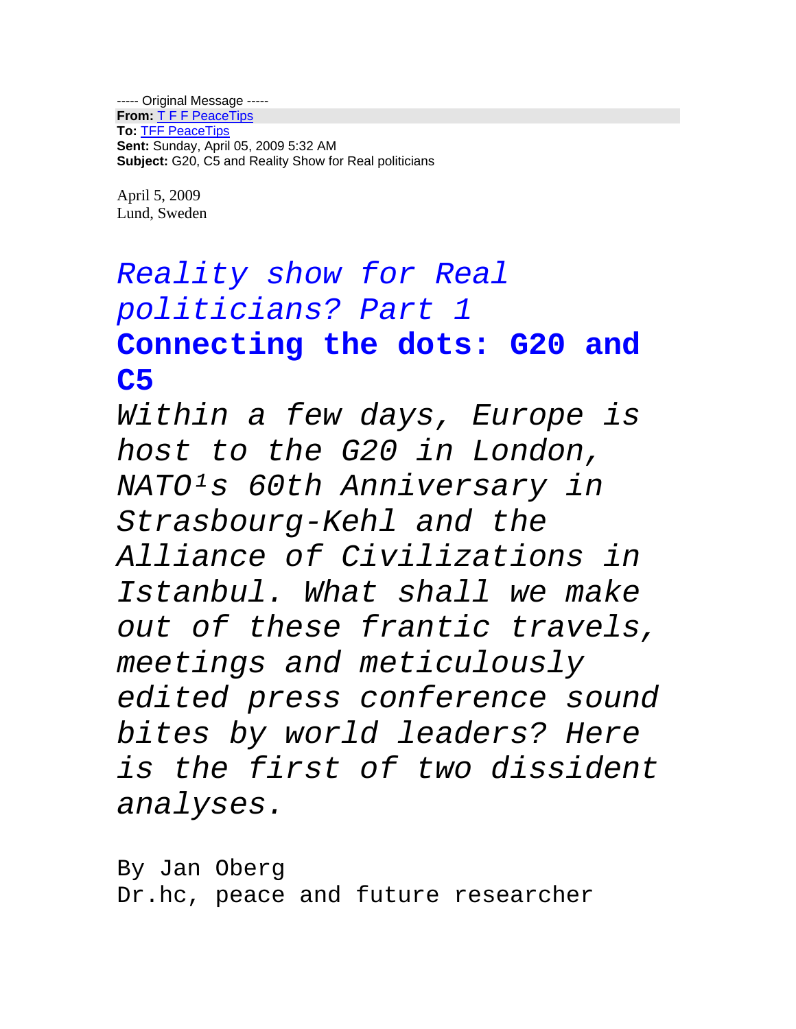----- Original Message -----
**From:** T F F PeaceTips
**To:** TFF PeaceTips
**Sent:** Sunday, April 05, 2009 5:32 AM
**Subject:** G20, C5 and Reality Show for Real politicians

April 5, 2009
Lund, Sweden

# *Reality show for Real politicians? Part 1*

# **Connecting the dots: G20 and C5**

*Within a few days, Europe is host to the G20 in London, NATO¹s 60th Anniversary in Strasbourg-Kehl and the Alliance of Civilizations in Istanbul. What shall we make out of these frantic travels, meetings and meticulously edited press conference sound bites by world leaders? Here is the first of two dissident analyses.*

By Jan Oberg
Dr.hc, peace and future researcher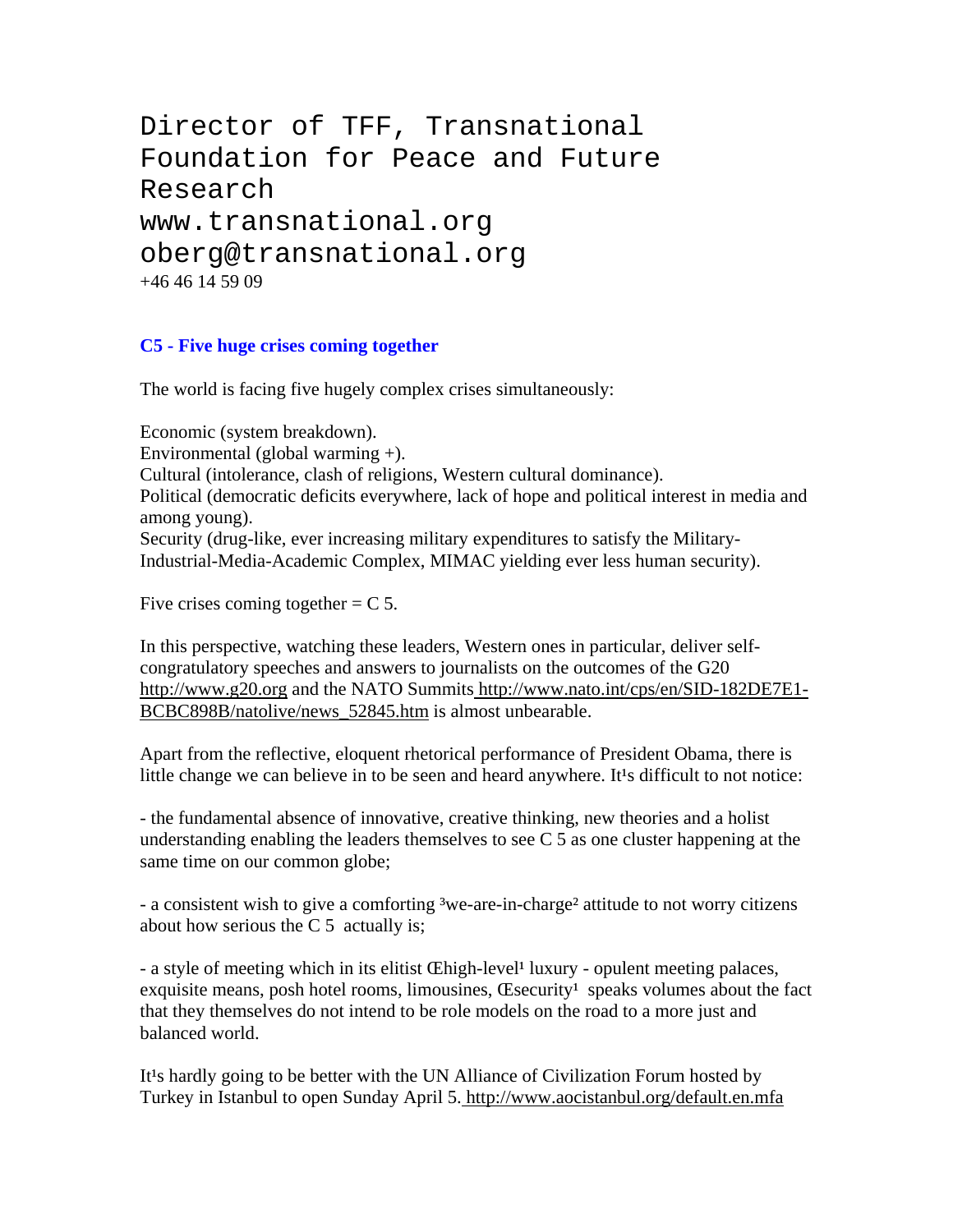Director of TFF, Transnational Foundation for Peace and Future Research
www.transnational.org
oberg@transnational.org
+46 46 14 59 09

### C5 - Five huge crises coming together

The world is facing five hugely complex crises simultaneously:

Economic (system breakdown).
Environmental (global warming +).
Cultural (intolerance, clash of religions, Western cultural dominance).
Political (democratic deficits everywhere, lack of hope and political interest in media and among young).
Security (drug-like, ever increasing military expenditures to satisfy the Military-Industrial-Media-Academic Complex, MIMAC yielding ever less human security).

Five crises coming together = C 5.

In this perspective, watching these leaders, Western ones in particular, deliver self-congratulatory speeches and answers to journalists on the outcomes of the G20 http://www.g20.org and the NATO Summits http://www.nato.int/cps/en/SID-182DE7E1-BCBC898B/natolive/news_52845.htm is almost unbearable.

Apart from the reflective, eloquent rhetorical performance of President Obama, there is little change we can believe in to be seen and heard anywhere. It¹s difficult to not notice:

- the fundamental absence of innovative, creative thinking, new theories and a holist understanding enabling the leaders themselves to see C 5 as one cluster happening at the same time on our common globe;

- a consistent wish to give a comforting ³we-are-in-charge² attitude to not worry citizens about how serious the C 5 actually is;

- a style of meeting which in its elitist Œhigh-level¹ luxury - opulent meeting palaces, exquisite means, posh hotel rooms, limousines, Œsecurity¹ speaks volumes about the fact that they themselves do not intend to be role models on the road to a more just and balanced world.

It¹s hardly going to be better with the UN Alliance of Civilization Forum hosted by Turkey in Istanbul to open Sunday April 5. http://www.aocistanbul.org/default.en.mfa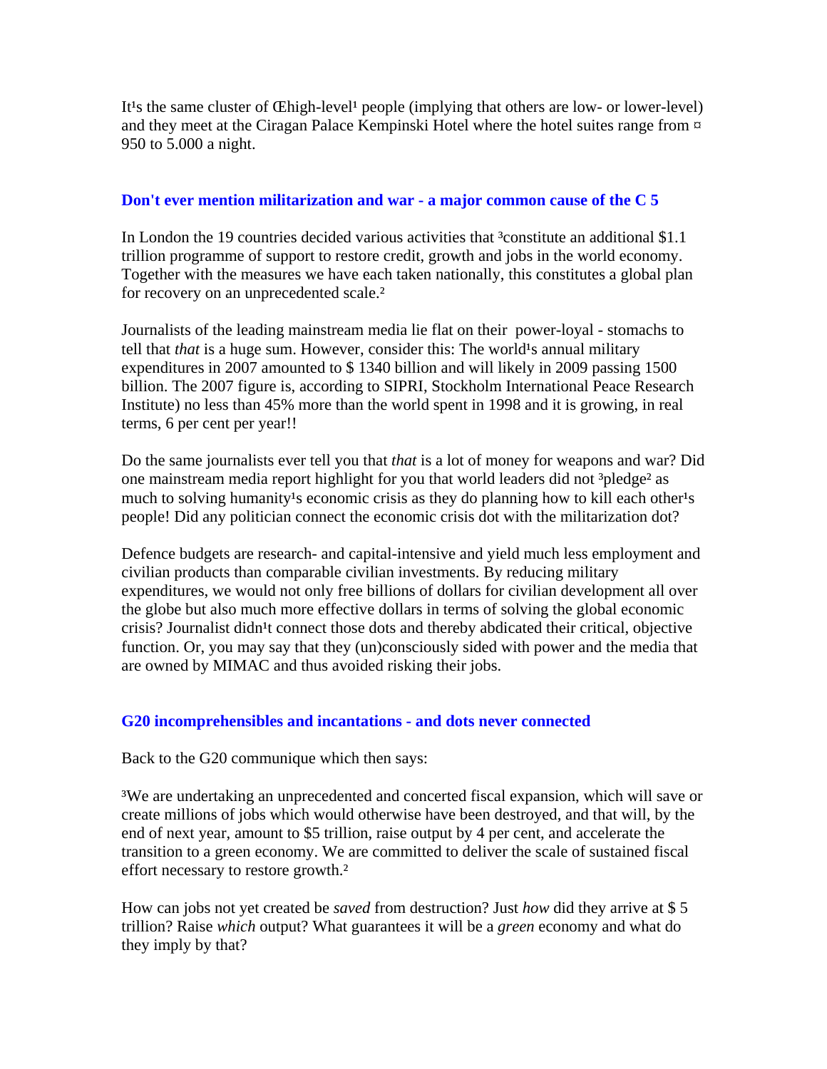It¹s the same cluster of Œhigh-level¹ people (implying that others are low- or lower-level) and they meet at the Ciragan Palace Kempinski Hotel where the hotel suites range from ¤ 950 to 5.000 a night.

## Don't ever mention militarization and war - a major common cause of the C 5

In London the 19 countries decided various activities that ³constitute an additional $1.1 trillion programme of support to restore credit, growth and jobs in the world economy. Together with the measures we have each taken nationally, this constitutes a global plan for recovery on an unprecedented scale.²

Journalists of the leading mainstream media lie flat on their power-loyal - stomachs to tell that *that* is a huge sum. However, consider this: The world¹s annual military expenditures in 2007 amounted to $ 1340 billion and will likely in 2009 passing 1500 billion. The 2007 figure is, according to SIPRI, Stockholm International Peace Research Institute) no less than 45% more than the world spent in 1998 and it is growing, in real terms, 6 per cent per year!!

Do the same journalists ever tell you that *that* is a lot of money for weapons and war? Did one mainstream media report highlight for you that world leaders did not ³pledge² as much to solving humanity¹s economic crisis as they do planning how to kill each other¹s people! Did any politician connect the economic crisis dot with the militarization dot?

Defence budgets are research- and capital-intensive and yield much less employment and civilian products than comparable civilian investments. By reducing military expenditures, we would not only free billions of dollars for civilian development all over the globe but also much more effective dollars in terms of solving the global economic crisis? Journalist didn¹t connect those dots and thereby abdicated their critical, objective function. Or, you may say that they (un)consciously sided with power and the media that are owned by MIMAC and thus avoided risking their jobs.

## G20 incomprehensibles and incantations - and dots never connected

Back to the G20 communique which then says:

³We are undertaking an unprecedented and concerted fiscal expansion, which will save or create millions of jobs which would otherwise have been destroyed, and that will, by the end of next year, amount to $5 trillion, raise output by 4 per cent, and accelerate the transition to a green economy. We are committed to deliver the scale of sustained fiscal effort necessary to restore growth.²

How can jobs not yet created be *saved* from destruction? Just *how* did they arrive at $ 5 trillion? Raise *which* output? What guarantees it will be a *green* economy and what do they imply by that?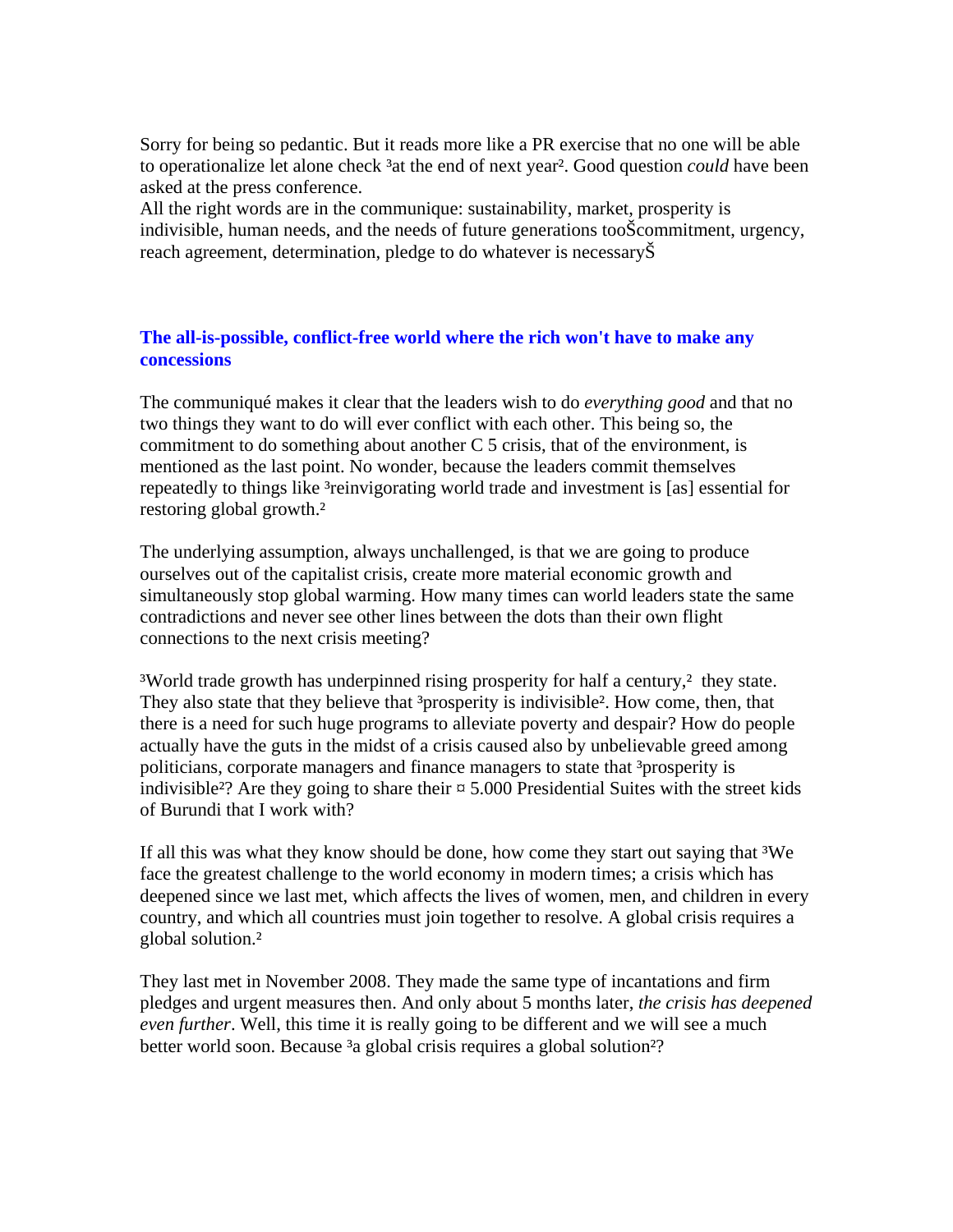Sorry for being so pedantic. But it reads more like a PR exercise that no one will be able to operationalize let alone check ³at the end of next year². Good question *could* have been asked at the press conference.
All the right words are in the communique: sustainability, market, prosperity is indivisible, human needs, and the needs of future generations tooŠcommitment, urgency, reach agreement, determination, pledge to do whatever is necessaryŠ

### The all-is-possible, conflict-free world where the rich won't have to make any concessions

The communiqué makes it clear that the leaders wish to do *everything good* and that no two things they want to do will ever conflict with each other. This being so, the commitment to do something about another C 5 crisis, that of the environment, is mentioned as the last point. No wonder, because the leaders commit themselves repeatedly to things like ³reinvigorating world trade and investment is [as] essential for restoring global growth.²

The underlying assumption, always unchallenged, is that we are going to produce ourselves out of the capitalist crisis, create more material economic growth and simultaneously stop global warming. How many times can world leaders state the same contradictions and never see other lines between the dots than their own flight connections to the next crisis meeting?

³World trade growth has underpinned rising prosperity for half a century,² they state. They also state that they believe that ³prosperity is indivisible². How come, then, that there is a need for such huge programs to alleviate poverty and despair? How do people actually have the guts in the midst of a crisis caused also by unbelievable greed among politicians, corporate managers and finance managers to state that ³prosperity is indivisible²? Are they going to share their ¤ 5.000 Presidential Suites with the street kids of Burundi that I work with?

If all this was what they know should be done, how come they start out saying that ³We face the greatest challenge to the world economy in modern times; a crisis which has deepened since we last met, which affects the lives of women, men, and children in every country, and which all countries must join together to resolve. A global crisis requires a global solution.²

They last met in November 2008. They made the same type of incantations and firm pledges and urgent measures then. And only about 5 months later, *the crisis has deepened even further*. Well, this time it is really going to be different and we will see a much better world soon. Because ³a global crisis requires a global solution²?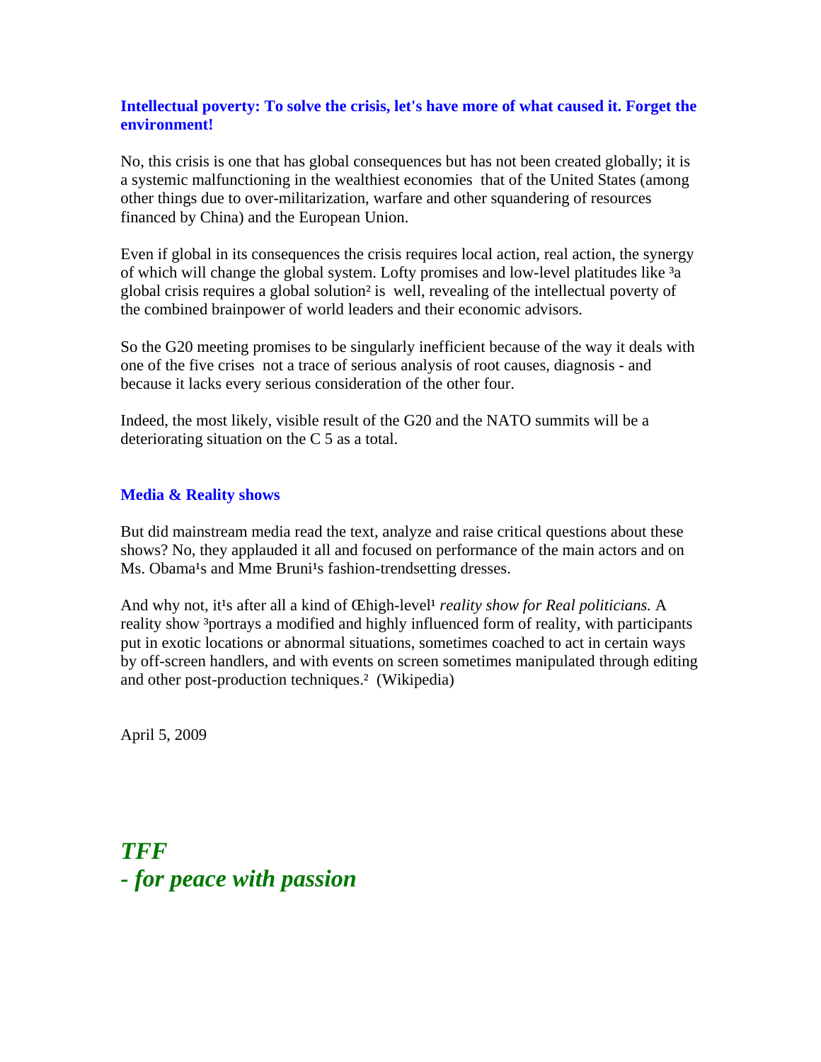**Intellectual poverty: To solve the crisis, let's have more of what caused it. Forget the environment!**

No, this crisis is one that has global consequences but has not been created globally; it is a systemic malfunctioning in the wealthiest economies  that of the United States (among other things due to over-militarization, warfare and other squandering of resources financed by China) and the European Union.

Even if global in its consequences the crisis requires local action, real action, the synergy of which will change the global system. Lofty promises and low-level platitudes like ³a global crisis requires a global solution² is  well, revealing of the intellectual poverty of the combined brainpower of world leaders and their economic advisors.

So the G20 meeting promises to be singularly inefficient because of the way it deals with one of the five crises  not a trace of serious analysis of root causes, diagnosis - and because it lacks every serious consideration of the other four.

Indeed, the most likely, visible result of the G20 and the NATO summits will be a deteriorating situation on the C 5 as a total.

**Media & Reality shows**

But did mainstream media read the text, analyze and raise critical questions about these shows? No, they applauded it all and focused on performance of the main actors and on Ms. Obama¹s and Mme Bruni¹s fashion-trendsetting dresses.

And why not, it¹s after all a kind of Œhigh-level¹ *reality show for Real politicians.* A reality show ³portrays a modified and highly influenced form of reality, with participants put in exotic locations or abnormal situations, sometimes coached to act in certain ways by off-screen handlers, and with events on screen sometimes manipulated through editing and other post-production techniques.²  (Wikipedia)

April 5, 2009

***TFF***
***- for peace with passion***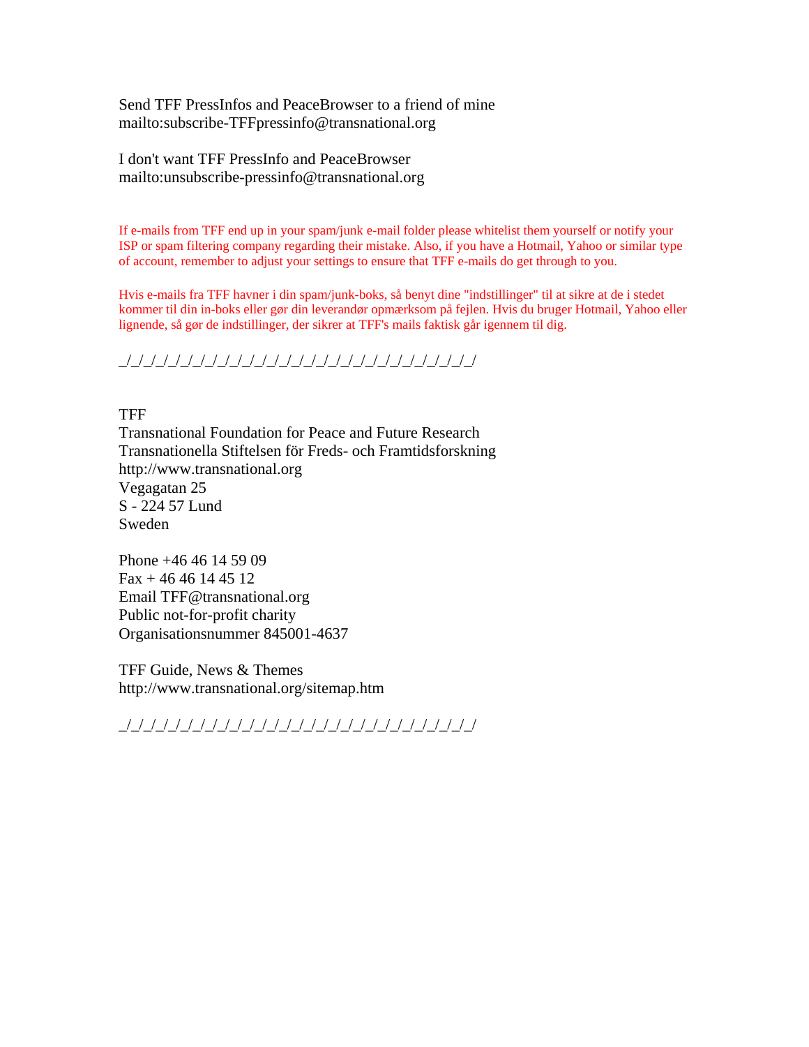Send TFF PressInfos and PeaceBrowser to a friend of mine
mailto:subscribe-TFFpressinfo@transnational.org

I don't want TFF PressInfo and PeaceBrowser
mailto:unsubscribe-pressinfo@transnational.org

If e-mails from TFF end up in your spam/junk e-mail folder please whitelist them yourself or notify your ISP or spam filtering company regarding their mistake. Also, if you have a Hotmail, Yahoo or similar type of account, remember to adjust your settings to ensure that TFF e-mails do get through to you.

Hvis e-mails fra TFF havner i din spam/junk-boks, så benyt dine "indstillinger" til at sikre at de i stedet kommer til din in-boks eller gør din leverandør opmærksom på fejlen. Hvis du bruger Hotmail, Yahoo eller lignende, så gør de indstillinger, der sikrer at TFF's mails faktisk går igennem til dig.

_/_/_/_/_/_/_/_/_/_/_/_/_/_/_/_/_/_/_/_/_/_/_/_/_/_/_/_/_/

TFF
Transnational Foundation for Peace and Future Research
Transnationella Stiftelsen för Freds- och Framtidsforskning
http://www.transnational.org
Vegagatan 25
S - 224 57 Lund
Sweden

Phone +46 46 14 59 09
Fax + 46 46 14 45 12
Email TFF@transnational.org
Public not-for-profit charity
Organisationsnummer 845001-4637

TFF Guide, News & Themes
http://www.transnational.org/sitemap.htm

_/_/_/_/_/_/_/_/_/_/_/_/_/_/_/_/_/_/_/_/_/_/_/_/_/_/_/_/_/